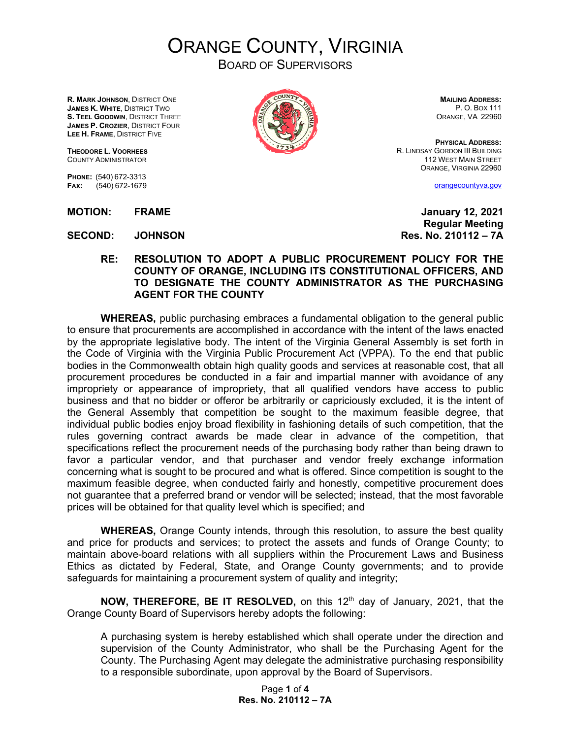# ORANGE COUNTY, VIRGINIA

## BOARD OF SUPERVISORS

**R. MARK JOHNSON**, DISTRICT ONE
**JAMES K. WHITE**, DISTRICT TWO
**S. TEEL GOODWIN**, DISTRICT THREE
**JAMES P. CROZIER**, DISTRICT FOUR
**LEE H. FRAME**, DISTRICT FIVE

**THEODORE L. VOORHEES**
COUNTY ADMINISTRATOR

**PHONE:** (540) 672-3313
**FAX:** (540) 672-1679

**MAILING ADDRESS:**
P. O. BOX 111
ORANGE, VA 22960

**PHYSICAL ADDRESS:**
R. LINDSAY GORDON III BUILDING
112 WEST MAIN STREET
ORANGE, VIRGINIA 22960

orangecountyva.gov

**MOTION: FRAME**

**SECOND: JOHNSON**

**January 12, 2021**
**Regular Meeting**
**Res. No. 210112 – 7A**

**RE: RESOLUTION TO ADOPT A PUBLIC PROCUREMENT POLICY FOR THE COUNTY OF ORANGE, INCLUDING ITS CONSTITUTIONAL OFFICERS, AND TO DESIGNATE THE COUNTY ADMINISTRATOR AS THE PURCHASING AGENT FOR THE COUNTY**

**WHEREAS,** public purchasing embraces a fundamental obligation to the general public to ensure that procurements are accomplished in accordance with the intent of the laws enacted by the appropriate legislative body. The intent of the Virginia General Assembly is set forth in the Code of Virginia with the Virginia Public Procurement Act (VPPA). To the end that public bodies in the Commonwealth obtain high quality goods and services at reasonable cost, that all procurement procedures be conducted in a fair and impartial manner with avoidance of any impropriety or appearance of impropriety, that all qualified vendors have access to public business and that no bidder or offeror be arbitrarily or capriciously excluded, it is the intent of the General Assembly that competition be sought to the maximum feasible degree, that individual public bodies enjoy broad flexibility in fashioning details of such competition, that the rules governing contract awards be made clear in advance of the competition, that specifications reflect the procurement needs of the purchasing body rather than being drawn to favor a particular vendor, and that purchaser and vendor freely exchange information concerning what is sought to be procured and what is offered. Since competition is sought to the maximum feasible degree, when conducted fairly and honestly, competitive procurement does not guarantee that a preferred brand or vendor will be selected; instead, that the most favorable prices will be obtained for that quality level which is specified; and

**WHEREAS,** Orange County intends, through this resolution, to assure the best quality and price for products and services; to protect the assets and funds of Orange County; to maintain above-board relations with all suppliers within the Procurement Laws and Business Ethics as dictated by Federal, State, and Orange County governments; and to provide safeguards for maintaining a procurement system of quality and integrity;

**NOW, THEREFORE, BE IT RESOLVED,** on this 12th day of January, 2021, that the Orange County Board of Supervisors hereby adopts the following:

A purchasing system is hereby established which shall operate under the direction and supervision of the County Administrator, who shall be the Purchasing Agent for the County. The Purchasing Agent may delegate the administrative purchasing responsibility to a responsible subordinate, upon approval by the Board of Supervisors.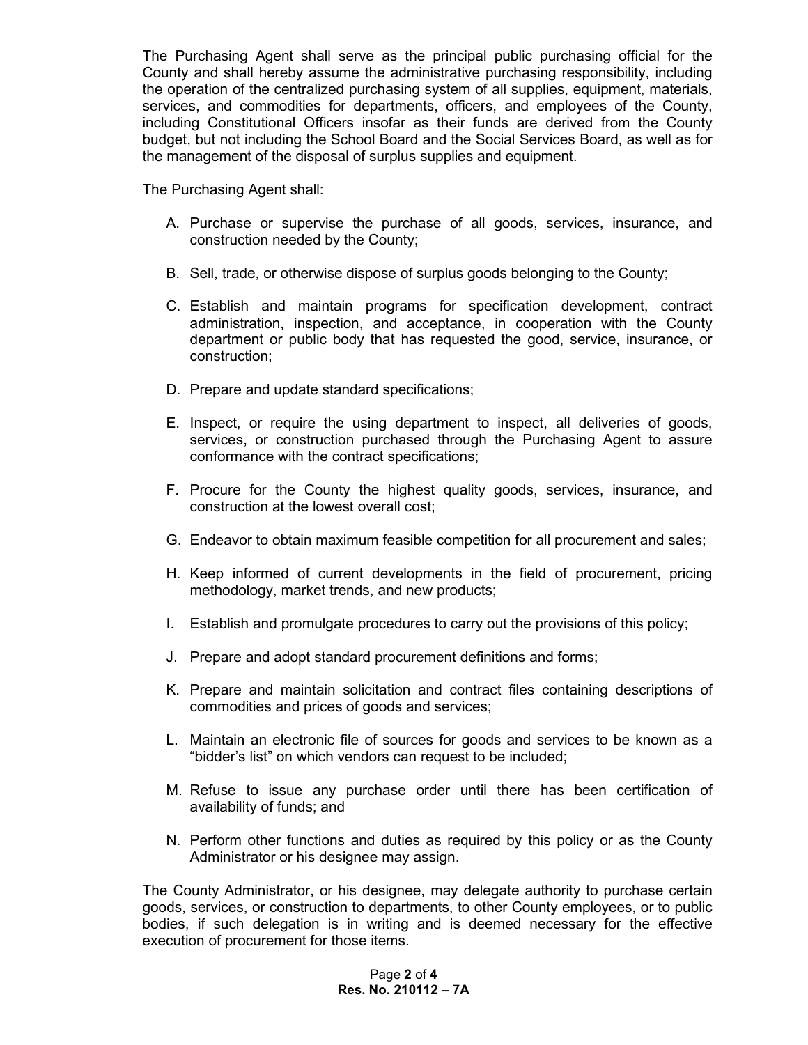The Purchasing Agent shall serve as the principal public purchasing official for the County and shall hereby assume the administrative purchasing responsibility, including the operation of the centralized purchasing system of all supplies, equipment, materials, services, and commodities for departments, officers, and employees of the County, including Constitutional Officers insofar as their funds are derived from the County budget, but not including the School Board and the Social Services Board, as well as for the management of the disposal of surplus supplies and equipment.

The Purchasing Agent shall:

A. Purchase or supervise the purchase of all goods, services, insurance, and construction needed by the County;

B. Sell, trade, or otherwise dispose of surplus goods belonging to the County;

C. Establish and maintain programs for specification development, contract administration, inspection, and acceptance, in cooperation with the County department or public body that has requested the good, service, insurance, or construction;

D. Prepare and update standard specifications;

E. Inspect, or require the using department to inspect, all deliveries of goods, services, or construction purchased through the Purchasing Agent to assure conformance with the contract specifications;

F. Procure for the County the highest quality goods, services, insurance, and construction at the lowest overall cost;

G. Endeavor to obtain maximum feasible competition for all procurement and sales;

H. Keep informed of current developments in the field of procurement, pricing methodology, market trends, and new products;

I. Establish and promulgate procedures to carry out the provisions of this policy;

J. Prepare and adopt standard procurement definitions and forms;

K. Prepare and maintain solicitation and contract files containing descriptions of commodities and prices of goods and services;

L. Maintain an electronic file of sources for goods and services to be known as a "bidder's list" on which vendors can request to be included;

M. Refuse to issue any purchase order until there has been certification of availability of funds; and

N. Perform other functions and duties as required by this policy or as the County Administrator or his designee may assign.

The County Administrator, or his designee, may delegate authority to purchase certain goods, services, or construction to departments, to other County employees, or to public bodies, if such delegation is in writing and is deemed necessary for the effective execution of procurement for those items.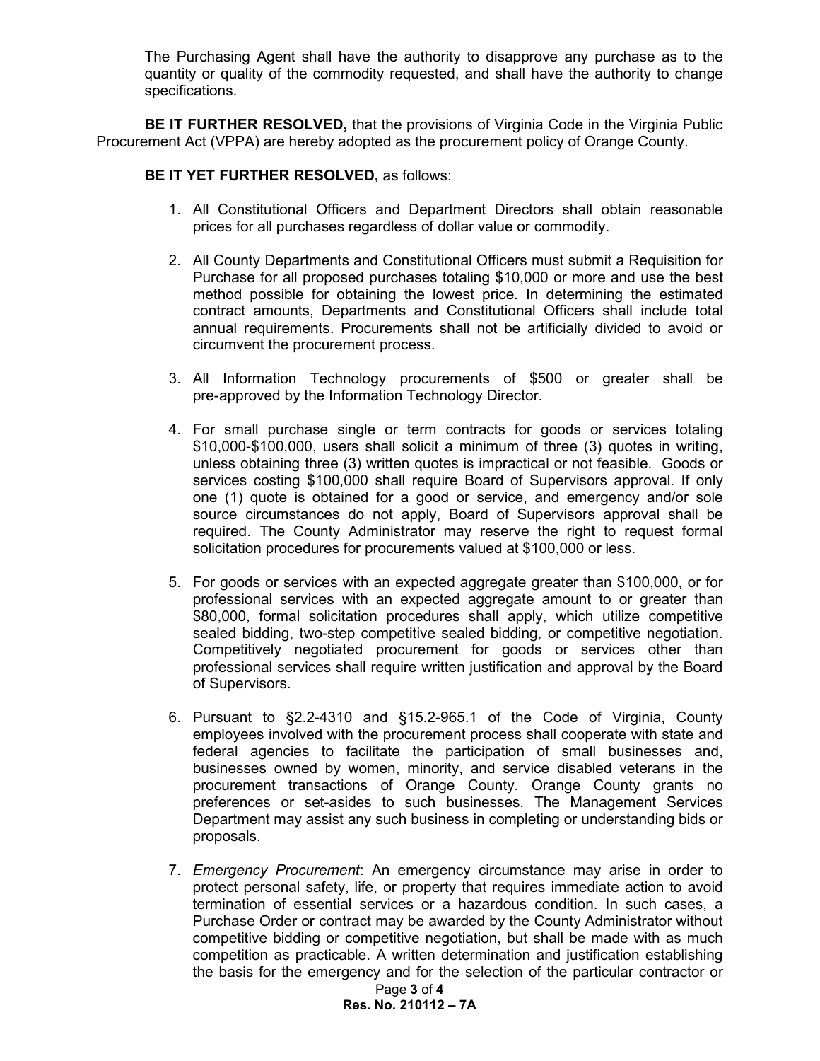The Purchasing Agent shall have the authority to disapprove any purchase as to the quantity or quality of the commodity requested, and shall have the authority to change specifications.

**BE IT FURTHER RESOLVED,** that the provisions of Virginia Code in the Virginia Public Procurement Act (VPPA) are hereby adopted as the procurement policy of Orange County.

**BE IT YET FURTHER RESOLVED,** as follows:

1. All Constitutional Officers and Department Directors shall obtain reasonable prices for all purchases regardless of dollar value or commodity.

2. All County Departments and Constitutional Officers must submit a Requisition for Purchase for all proposed purchases totaling $10,000 or more and use the best method possible for obtaining the lowest price. In determining the estimated contract amounts, Departments and Constitutional Officers shall include total annual requirements. Procurements shall not be artificially divided to avoid or circumvent the procurement process.

3. All Information Technology procurements of $500 or greater shall be pre-approved by the Information Technology Director.

4. For small purchase single or term contracts for goods or services totaling $10,000-$100,000, users shall solicit a minimum of three (3) quotes in writing, unless obtaining three (3) written quotes is impractical or not feasible. Goods or services costing $100,000 shall require Board of Supervisors approval. If only one (1) quote is obtained for a good or service, and emergency and/or sole source circumstances do not apply, Board of Supervisors approval shall be required. The County Administrator may reserve the right to request formal solicitation procedures for procurements valued at $100,000 or less.

5. For goods or services with an expected aggregate greater than $100,000, or for professional services with an expected aggregate amount to or greater than $80,000, formal solicitation procedures shall apply, which utilize competitive sealed bidding, two-step competitive sealed bidding, or competitive negotiation. Competitively negotiated procurement for goods or services other than professional services shall require written justification and approval by the Board of Supervisors.

6. Pursuant to §2.2-4310 and §15.2-965.1 of the Code of Virginia, County employees involved with the procurement process shall cooperate with state and federal agencies to facilitate the participation of small businesses and, businesses owned by women, minority, and service disabled veterans in the procurement transactions of Orange County. Orange County grants no preferences or set-asides to such businesses. The Management Services Department may assist any such business in completing or understanding bids or proposals.

7. *Emergency Procurement*: An emergency circumstance may arise in order to protect personal safety, life, or property that requires immediate action to avoid termination of essential services or a hazardous condition. In such cases, a Purchase Order or contract may be awarded by the County Administrator without competitive bidding or competitive negotiation, but shall be made with as much competition as practicable. A written determination and justification establishing the basis for the emergency and for the selection of the particular contractor or

**Res. No. 210112 – 7A**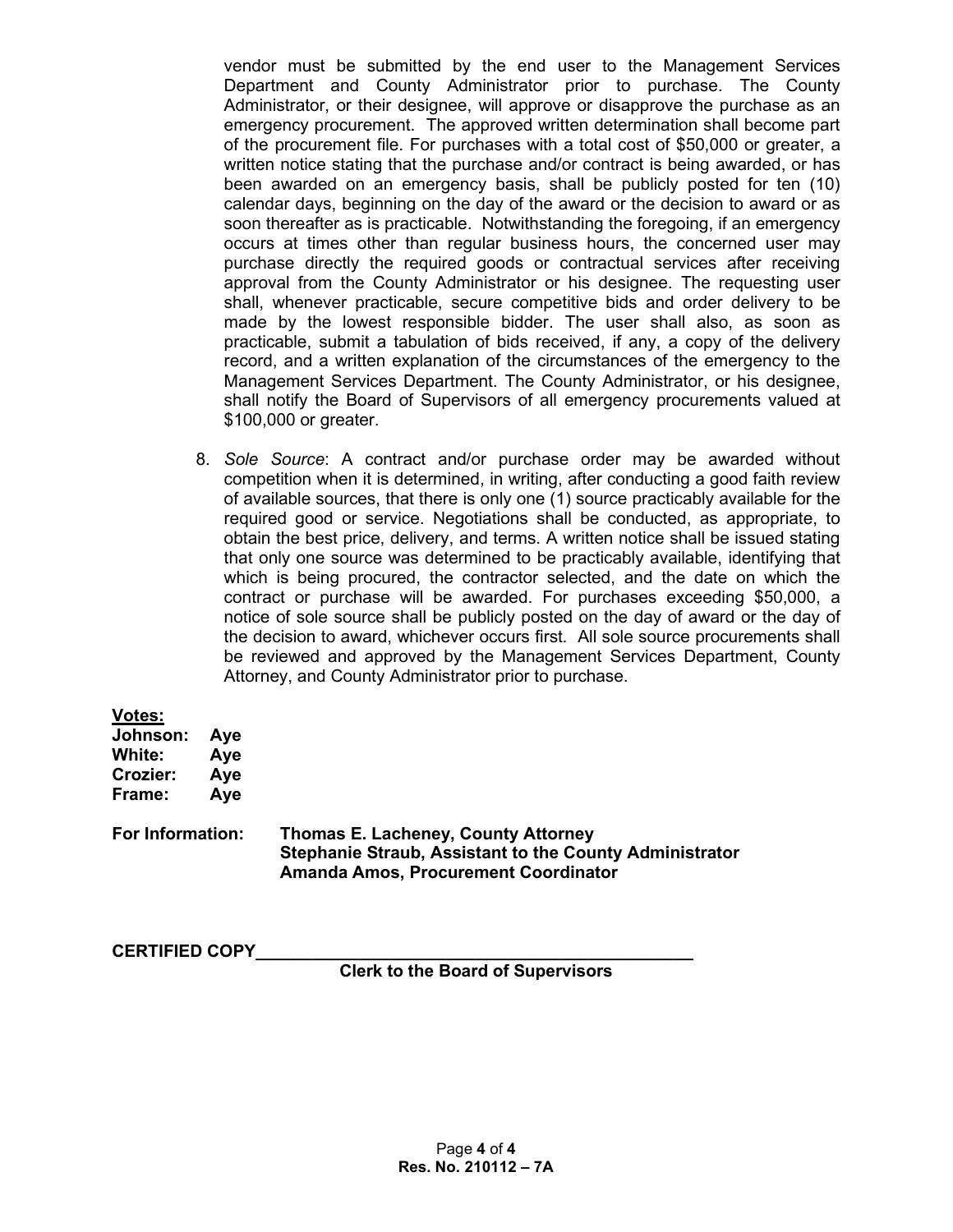vendor must be submitted by the end user to the Management Services Department and County Administrator prior to purchase. The County Administrator, or their designee, will approve or disapprove the purchase as an emergency procurement. The approved written determination shall become part of the procurement file. For purchases with a total cost of $50,000 or greater, a written notice stating that the purchase and/or contract is being awarded, or has been awarded on an emergency basis, shall be publicly posted for ten (10) calendar days, beginning on the day of the award or the decision to award or as soon thereafter as is practicable. Notwithstanding the foregoing, if an emergency occurs at times other than regular business hours, the concerned user may purchase directly the required goods or contractual services after receiving approval from the County Administrator or his designee. The requesting user shall, whenever practicable, secure competitive bids and order delivery to be made by the lowest responsible bidder. The user shall also, as soon as practicable, submit a tabulation of bids received, if any, a copy of the delivery record, and a written explanation of the circumstances of the emergency to the Management Services Department. The County Administrator, or his designee, shall notify the Board of Supervisors of all emergency procurements valued at $100,000 or greater.

8. *Sole Source*: A contract and/or purchase order may be awarded without competition when it is determined, in writing, after conducting a good faith review of available sources, that there is only one (1) source practicably available for the required good or service. Negotiations shall be conducted, as appropriate, to obtain the best price, delivery, and terms. A written notice shall be issued stating that only one source was determined to be practicably available, identifying that which is being procured, the contractor selected, and the date on which the contract or purchase will be awarded. For purchases exceeding $50,000, a notice of sole source shall be publicly posted on the day of award or the day of the decision to award, whichever occurs first. All sole source procurements shall be reviewed and approved by the Management Services Department, County Attorney, and County Administrator prior to purchase.

**Votes:**
**Johnson: Aye**
**White: Aye**
**Crozier: Aye**
**Frame: Aye**

**For Information:** **Thomas E. Lacheney, County Attorney**
**Stephanie Straub, Assistant to the County Administrator**
**Amanda Amos, Procurement Coordinator**

**CERTIFIED COPY**\_\_\_\_\_\_\_\_\_\_\_\_\_\_\_\_\_\_\_\_\_\_\_\_\_\_\_\_\_\_\_\_\_\_\_\_\_\_\_\_\_\_\_\_\_\_
**Clerk to the Board of Supervisors**

**Res. No. 210112 – 7A**